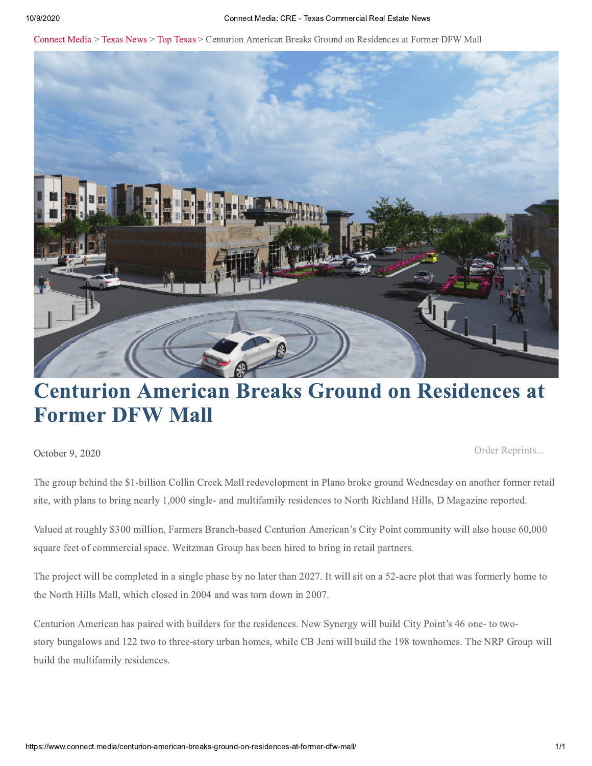Connect Media > Texas News > Top Texas > Centurion American Breaks Ground on Residences at Former DFW Mall

# Centurion American Breaks Ground on Residences at Former DFW Mall

October 9, 2020

Order Reprints...

The group behind the $1-billion Collin Creek Mall redevelopment in Plano broke ground Wednesday on another former retail site, with plans to bring nearly 1,000 single- and multifamily residences to North Richland Hills, D Magazine reported.

Valued at roughly $300 million, Farmers Branch-based Centurion American's City Point community will also house 60,000 square feet of commercial space. Weitzman Group has been hired to bring in retail partners.

The project will be completed in a single phase by no later than 2027. It will sit on a 52-acre plot that was formerly home to the North Hills Mall, which closed in 2004 and was torn down in 2007.

Centurion American has paired with builders for the residences. New Synergy will build City Point's 46 one- to two-story bungalows and 122 two to three-story urban homes, while CB Jeni will build the 198 townhomes. The NRP Group will build the multifamily residences.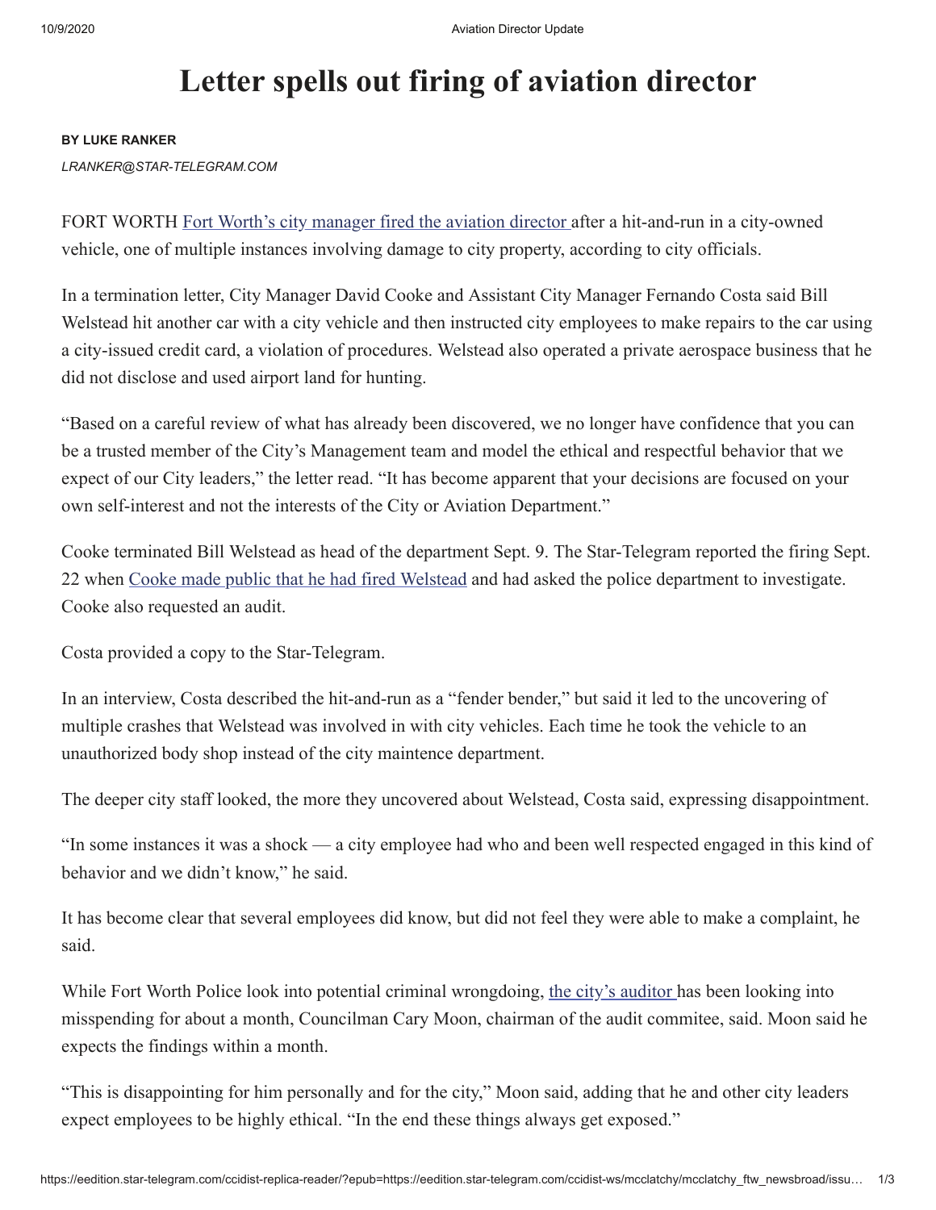# Letter spells out firing of aviation director

**BY LUKE RANKER**

*LRANKER@STAR-TELEGRAM.COM*

FORT WORTH Fort Worth's city manager fired the aviation director after a hit-and-run in a city-owned vehicle, one of multiple instances involving damage to city property, according to city officials.

In a termination letter, City Manager David Cooke and Assistant City Manager Fernando Costa said Bill Welstead hit another car with a city vehicle and then instructed city employees to make repairs to the car using a city-issued credit card, a violation of procedures. Welstead also operated a private aerospace business that he did not disclose and used airport land for hunting.

"Based on a careful review of what has already been discovered, we no longer have confidence that you can be a trusted member of the City's Management team and model the ethical and respectful behavior that we expect of our City leaders," the letter read. "It has become apparent that your decisions are focused on your own self-interest and not the interests of the City or Aviation Department."

Cooke terminated Bill Welstead as head of the department Sept. 9. The Star-Telegram reported the firing Sept. 22 when Cooke made public that he had fired Welstead and had asked the police department to investigate. Cooke also requested an audit.

Costa provided a copy to the Star-Telegram.

In an interview, Costa described the hit-and-run as a "fender bender," but said it led to the uncovering of multiple crashes that Welstead was involved in with city vehicles. Each time he took the vehicle to an unauthorized body shop instead of the city maintence department.

The deeper city staff looked, the more they uncovered about Welstead, Costa said, expressing disappointment.

"In some instances it was a shock — a city employee had who and been well respected engaged in this kind of behavior and we didn't know," he said.

It has become clear that several employees did know, but did not feel they were able to make a complaint, he said.

While Fort Worth Police look into potential criminal wrongdoing, the city's auditor has been looking into misspending for about a month, Councilman Cary Moon, chairman of the audit commitee, said. Moon said he expects the findings within a month.

"This is disappointing for him personally and for the city," Moon said, adding that he and other city leaders expect employees to be highly ethical. "In the end these things always get exposed."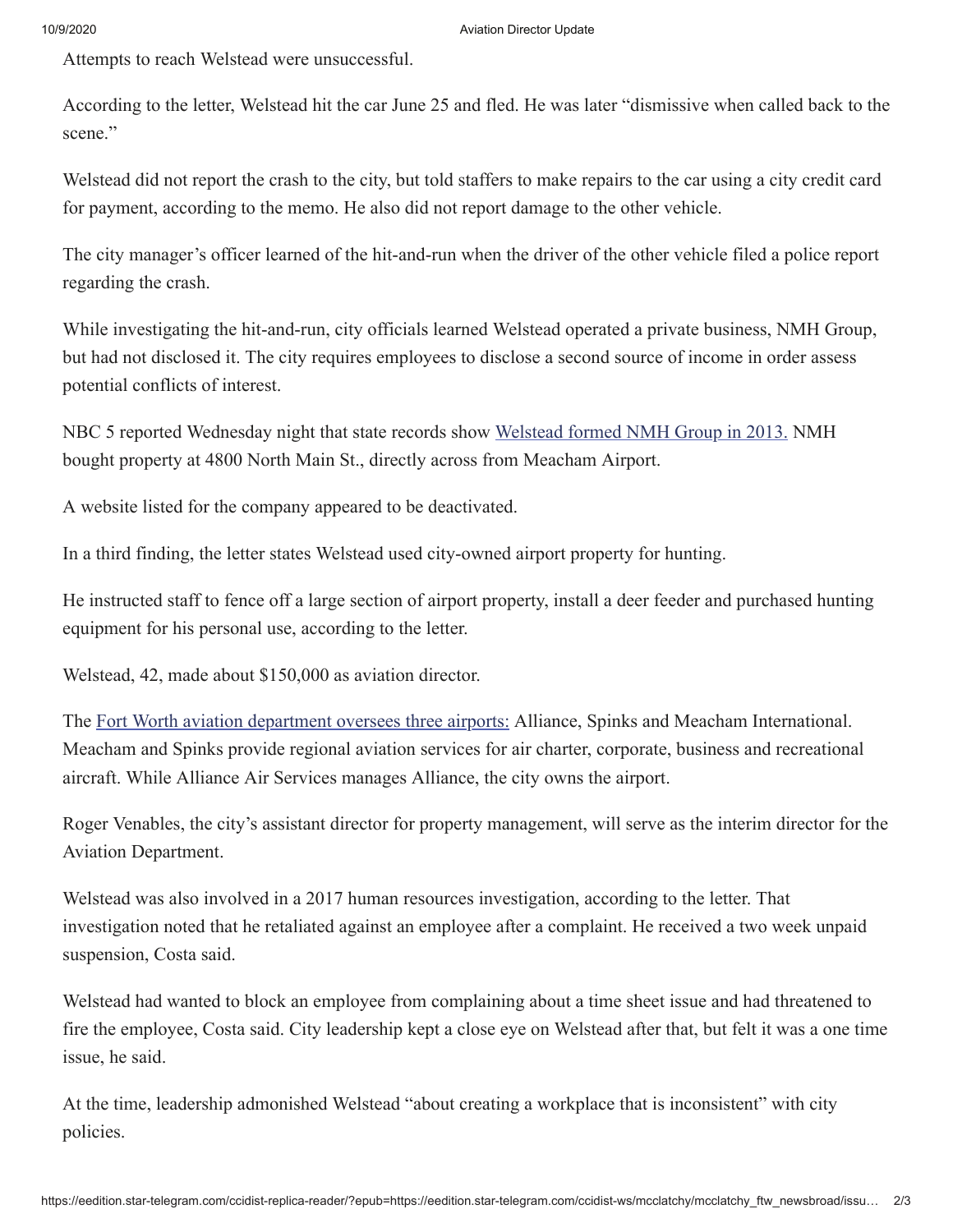Attempts to reach Welstead were unsuccessful.

According to the letter, Welstead hit the car June 25 and fled. He was later "dismissive when called back to the scene."

Welstead did not report the crash to the city, but told staffers to make repairs to the car using a city credit card for payment, according to the memo. He also did not report damage to the other vehicle.

The city manager's officer learned of the hit-and-run when the driver of the other vehicle filed a police report regarding the crash.

While investigating the hit-and-run, city officials learned Welstead operated a private business, NMH Group, but had not disclosed it. The city requires employees to disclose a second source of income in order assess potential conflicts of interest.

NBC 5 reported Wednesday night that state records show Welstead formed NMH Group in 2013. NMH bought property at 4800 North Main St., directly across from Meacham Airport.

A website listed for the company appeared to be deactivated.

In a third finding, the letter states Welstead used city-owned airport property for hunting.

He instructed staff to fence off a large section of airport property, install a deer feeder and purchased hunting equipment for his personal use, according to the letter.

Welstead, 42, made about $150,000 as aviation director.

The Fort Worth aviation department oversees three airports: Alliance, Spinks and Meacham International. Meacham and Spinks provide regional aviation services for air charter, corporate, business and recreational aircraft. While Alliance Air Services manages Alliance, the city owns the airport.

Roger Venables, the city's assistant director for property management, will serve as the interim director for the Aviation Department.

Welstead was also involved in a 2017 human resources investigation, according to the letter. That investigation noted that he retaliated against an employee after a complaint. He received a two week unpaid suspension, Costa said.

Welstead had wanted to block an employee from complaining about a time sheet issue and had threatened to fire the employee, Costa said. City leadership kept a close eye on Welstead after that, but felt it was a one time issue, he said.

At the time, leadership admonished Welstead "about creating a workplace that is inconsistent" with city policies.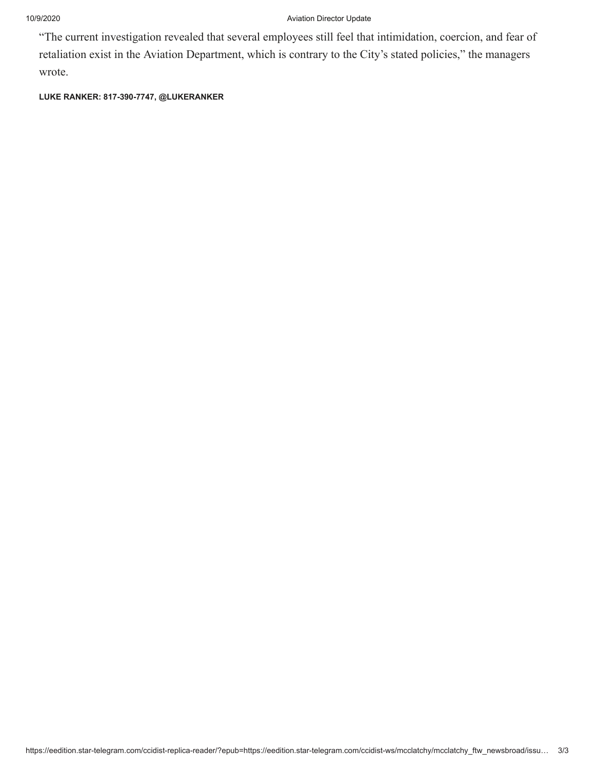"The current investigation revealed that several employees still feel that intimidation, coercion, and fear of retaliation exist in the Aviation Department, which is contrary to the City's stated policies," the managers wrote.

**LUKE RANKER: 817-390-7747, @LUKERANKER**